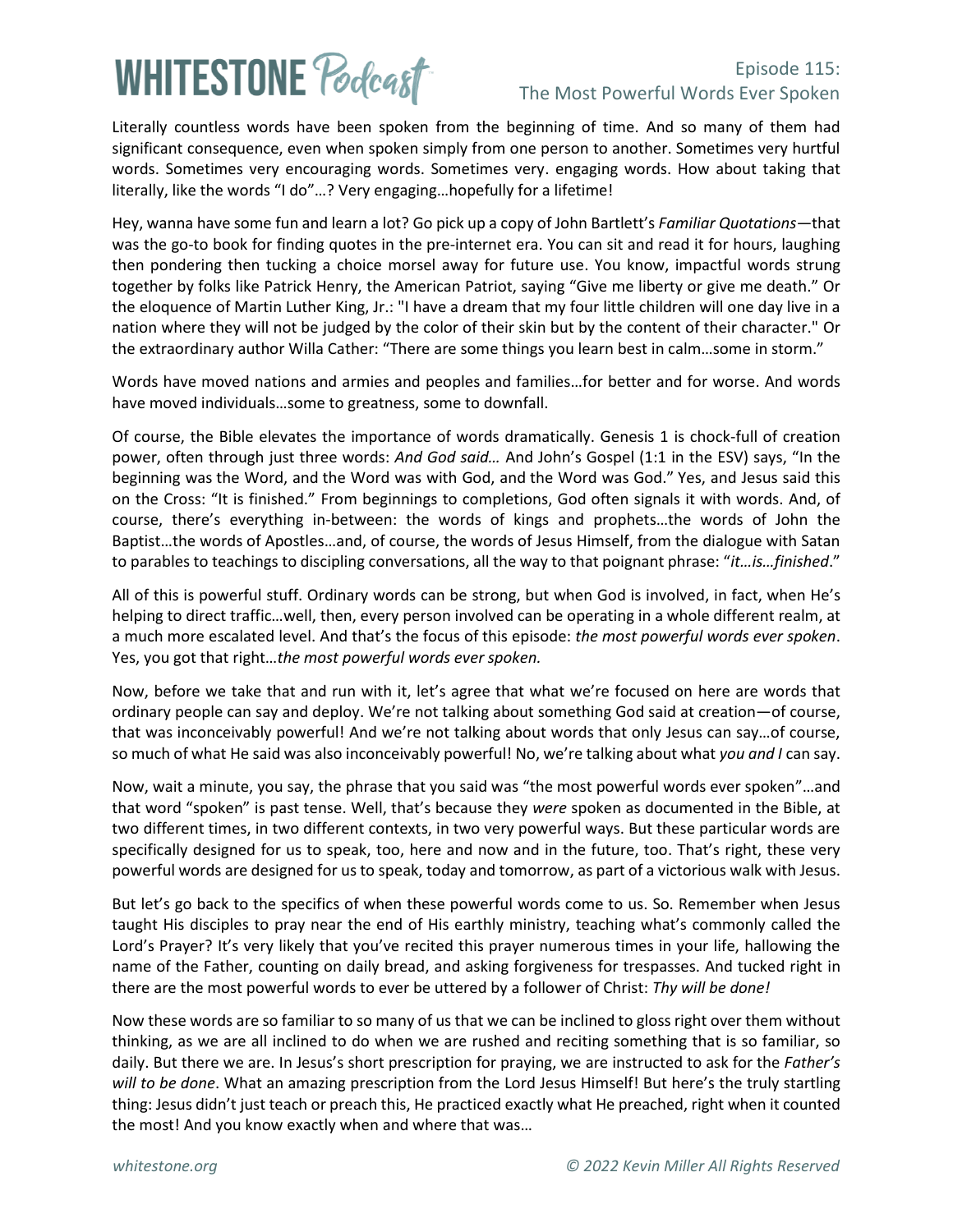# Episode 115: The Most Powerful Words Ever Spoken

Literally countless words have been spoken from the beginning of time. And so many of them had significant consequence, even when spoken simply from one person to another. Sometimes very hurtful words. Sometimes very encouraging words. Sometimes very. engaging words. How about taking that literally, like the words "I do"…? Very engaging…hopefully for a lifetime!

Hey, wanna have some fun and learn a lot? Go pick up a copy of John Bartlett's *Familiar Quotations*—that was the go-to book for finding quotes in the pre-internet era. You can sit and read it for hours, laughing then pondering then tucking a choice morsel away for future use. You know, impactful words strung together by folks like Patrick Henry, the American Patriot, saying "Give me liberty or give me death." Or the eloquence of Martin Luther King, Jr.: "I have a dream that my four little children will one day live in a nation where they will not be judged by the color of their skin but by the content of their character." Or the extraordinary author Willa Cather: "There are some things you learn best in calm…some in storm."

Words have moved nations and armies and peoples and families…for better and for worse. And words have moved individuals…some to greatness, some to downfall.

Of course, the Bible elevates the importance of words dramatically. Genesis 1 is chock-full of creation power, often through just three words: *And God said…* And John's Gospel (1:1 in the ESV) says, "In the beginning was the Word, and the Word was with God, and the Word was God." Yes, and Jesus said this on the Cross: "It is finished." From beginnings to completions, God often signals it with words. And, of course, there's everything in-between: the words of kings and prophets…the words of John the Baptist…the words of Apostles…and, of course, the words of Jesus Himself, from the dialogue with Satan to parables to teachings to discipling conversations, all the way to that poignant phrase: "*it…is…finished*."

All of this is powerful stuff. Ordinary words can be strong, but when God is involved, in fact, when He's helping to direct traffic…well, then, every person involved can be operating in a whole different realm, at a much more escalated level. And that's the focus of this episode: *the most powerful words ever spoken*. Yes, you got that right…*the most powerful words ever spoken.*

Now, before we take that and run with it, let's agree that what we're focused on here are words that ordinary people can say and deploy. We're not talking about something God said at creation—of course, that was inconceivably powerful! And we're not talking about words that only Jesus can say…of course, so much of what He said was also inconceivably powerful! No, we're talking about what *you and I* can say.

Now, wait a minute, you say, the phrase that you said was "the most powerful words ever spoken"…and that word "spoken" is past tense. Well, that's because they *were* spoken as documented in the Bible, at two different times, in two different contexts, in two very powerful ways. But these particular words are specifically designed for us to speak, too, here and now and in the future, too. That's right, these very powerful words are designed for us to speak, today and tomorrow, as part of a victorious walk with Jesus.

But let's go back to the specifics of when these powerful words come to us. So. Remember when Jesus taught His disciples to pray near the end of His earthly ministry, teaching what's commonly called the Lord's Prayer? It's very likely that you've recited this prayer numerous times in your life, hallowing the name of the Father, counting on daily bread, and asking forgiveness for trespasses. And tucked right in there are the most powerful words to ever be uttered by a follower of Christ: *Thy will be done!*

Now these words are so familiar to so many of us that we can be inclined to gloss right over them without thinking, as we are all inclined to do when we are rushed and reciting something that is so familiar, so daily. But there we are. In Jesus's short prescription for praying, we are instructed to ask for the *Father's will to be done*. What an amazing prescription from the Lord Jesus Himself! But here's the truly startling thing: Jesus didn't just teach or preach this, He practiced exactly what He preached, right when it counted the most! And you know exactly when and where that was…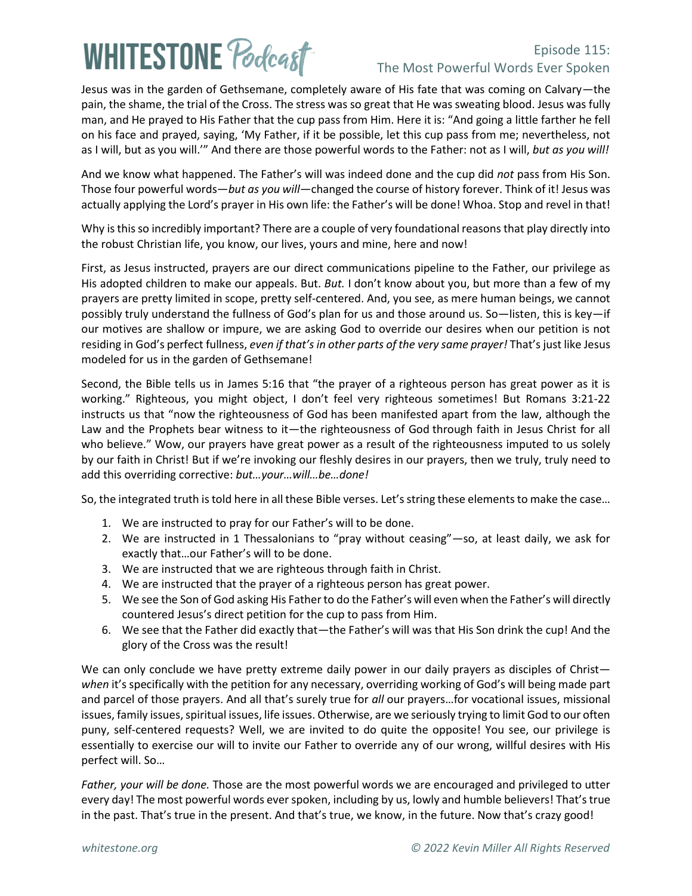Jesus was in the garden of Gethsemane, completely aware of His fate that was coming on Calvary—the pain, the shame, the trial of the Cross. The stress was so great that He was sweating blood. Jesus was fully man, and He prayed to His Father that the cup pass from Him. Here it is: "And going a little farther he fell on his face and prayed, saying, 'My Father, if it be possible, let this cup pass from me; nevertheless, not as I will, but as you will.'" And there are those powerful words to the Father: not as I will, *but as you will!*

And we know what happened. The Father's will was indeed done and the cup did *not* pass from His Son. Those four powerful words—*but as you will*—changed the course of history forever. Think of it! Jesus was actually applying the Lord's prayer in His own life: the Father's will be done! Whoa. Stop and revel in that!

Why is this so incredibly important? There are a couple of very foundational reasons that play directly into the robust Christian life, you know, our lives, yours and mine, here and now!

First, as Jesus instructed, prayers are our direct communications pipeline to the Father, our privilege as His adopted children to make our appeals. But. *But.* I don't know about you, but more than a few of my prayers are pretty limited in scope, pretty self-centered. And, you see, as mere human beings, we cannot possibly truly understand the fullness of God's plan for us and those around us. So—listen, this is key—if our motives are shallow or impure, we are asking God to override our desires when our petition is not residing in God's perfect fullness, *even if that's in other parts of the very same prayer!* That's just like Jesus modeled for us in the garden of Gethsemane!

Second, the Bible tells us in James 5:16 that "the prayer of a righteous person has great power as it is working." Righteous, you might object, I don't feel very righteous sometimes! But Romans 3:21-22 instructs us that "now the righteousness of God has been manifested apart from the law, although the Law and the Prophets bear witness to it—the righteousness of God through faith in Jesus Christ for all who believe." Wow, our prayers have great power as a result of the righteousness imputed to us solely by our faith in Christ! But if we're invoking our fleshly desires in our prayers, then we truly, truly need to add this overriding corrective: *but…your…will…be…done!*

So, the integrated truth is told here in all these Bible verses. Let's string these elements to make the case…

1. We are instructed to pray for our Father's will to be done.
2. We are instructed in 1 Thessalonians to "pray without ceasing"—so, at least daily, we ask for exactly that…our Father's will to be done.
3. We are instructed that we are righteous through faith in Christ.
4. We are instructed that the prayer of a righteous person has great power.
5. We see the Son of God asking His Father to do the Father's will even when the Father's will directly countered Jesus's direct petition for the cup to pass from Him.
6. We see that the Father did exactly that—the Father's will was that His Son drink the cup! And the glory of the Cross was the result!

We can only conclude we have pretty extreme daily power in our daily prayers as disciples of Christ—*when* it's specifically with the petition for any necessary, overriding working of God's will being made part and parcel of those prayers. And all that's surely true for *all* our prayers…for vocational issues, missional issues, family issues, spiritual issues, life issues. Otherwise, are we seriously trying to limit God to our often puny, self-centered requests? Well, we are invited to do quite the opposite! You see, our privilege is essentially to exercise our will to invite our Father to override any of our wrong, willful desires with His perfect will. So…

*Father, your will be done.* Those are the most powerful words we are encouraged and privileged to utter every day! The most powerful words ever spoken, including by us, lowly and humble believers! That's true in the past. That's true in the present. And that's true, we know, in the future. Now that's crazy good!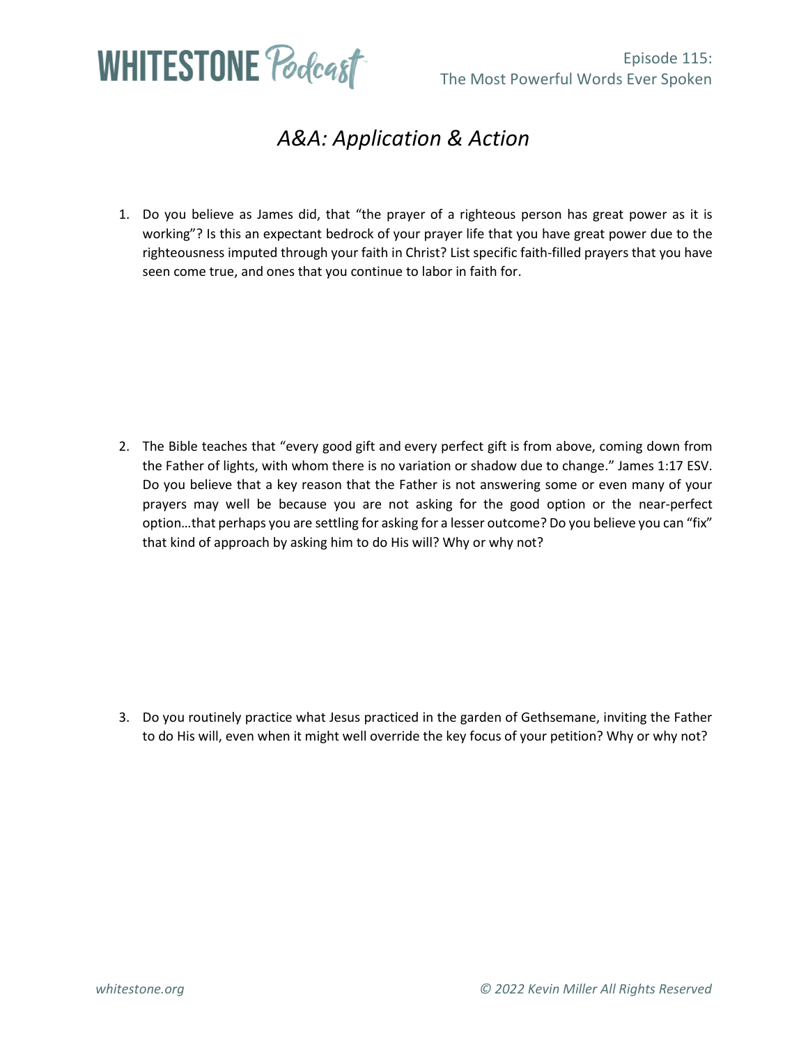# *A&A: Application & Action*

1. Do you believe as James did, that "the prayer of a righteous person has great power as it is working"? Is this an expectant bedrock of your prayer life that you have great power due to the righteousness imputed through your faith in Christ? List specific faith-filled prayers that you have seen come true, and ones that you continue to labor in faith for.

2. The Bible teaches that "every good gift and every perfect gift is from above, coming down from the Father of lights, with whom there is no variation or shadow due to change." James 1:17 ESV. Do you believe that a key reason that the Father is not answering some or even many of your prayers may well be because you are not asking for the good option or the near-perfect option…that perhaps you are settling for asking for a lesser outcome? Do you believe you can "fix" that kind of approach by asking him to do His will? Why or why not?

3. Do you routinely practice what Jesus practiced in the garden of Gethsemane, inviting the Father to do His will, even when it might well override the key focus of your petition? Why or why not?